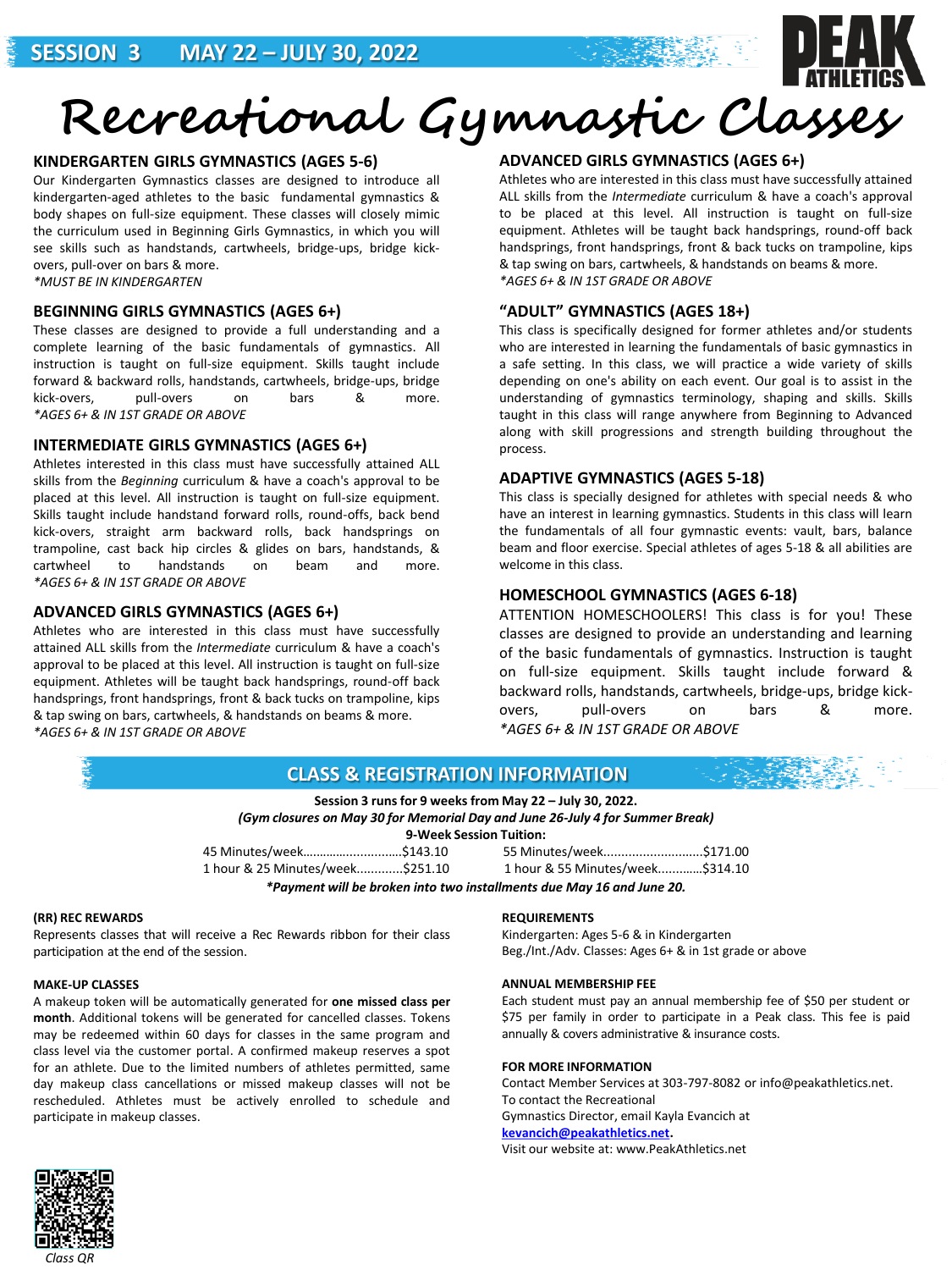SESSION 3 MAY 22 – JULY 30, 2022

PEAK ATHLETICS

# Recreational Gymnastic Classes

## KINDERGARTEN GIRLS GYMNASTICS (AGES 5-6)

Our Kindergarten Gymnastics classes are designed to introduce all kindergarten-aged athletes to the basic fundamental gymnastics & body shapes on full-size equipment. These classes will closely mimic the curriculum used in Beginning Girls Gymnastics, in which you will see skills such as handstands, cartwheels, bridge-ups, bridge kick-overs, pull-over on bars & more.
*\*MUST BE IN KINDERGARTEN*

## BEGINNING GIRLS GYMNASTICS (AGES 6+)

These classes are designed to provide a full understanding and a complete learning of the basic fundamentals of gymnastics. All instruction is taught on full-size equipment. Skills taught include forward & backward rolls, handstands, cartwheels, bridge-ups, bridge kick-overs, pull-overs on bars & more.
*\*AGES 6+ & IN 1ST GRADE OR ABOVE*

## INTERMEDIATE GIRLS GYMNASTICS (AGES 6+)

Athletes interested in this class must have successfully attained ALL skills from the *Beginning* curriculum & have a coach's approval to be placed at this level. All instruction is taught on full-size equipment. Skills taught include handstand forward rolls, round-offs, back bend kick-overs, straight arm backward rolls, back handsprings on trampoline, cast back hip circles & glides on bars, handstands, & cartwheel to handstands on beam and more.
*\*AGES 6+ & IN 1ST GRADE OR ABOVE*

## ADVANCED GIRLS GYMNASTICS (AGES 6+)

Athletes who are interested in this class must have successfully attained ALL skills from the *Intermediate* curriculum & have a coach's approval to be placed at this level. All instruction is taught on full-size equipment. Athletes will be taught back handsprings, round-off back handsprings, front handsprings, front & back tucks on trampoline, kips & tap swing on bars, cartwheels, & handstands on beams & more.
*\*AGES 6+ & IN 1ST GRADE OR ABOVE*

## ADVANCED GIRLS GYMNASTICS (AGES 6+)

Athletes who are interested in this class must have successfully attained ALL skills from the *Intermediate* curriculum & have a coach's approval to be placed at this level. All instruction is taught on full-size equipment. Athletes will be taught back handsprings, round-off back handsprings, front handsprings, front & back tucks on trampoline, kips & tap swing on bars, cartwheels, & handstands on beams & more.
*\*AGES 6+ & IN 1ST GRADE OR ABOVE*

## "ADULT" GYMNASTICS (AGES 18+)

This class is specifically designed for former athletes and/or students who are interested in learning the fundamentals of basic gymnastics in a safe setting. In this class, we will practice a wide variety of skills depending on one's ability on each event. Our goal is to assist in the understanding of gymnastics terminology, shaping and skills. Skills taught in this class will range anywhere from Beginning to Advanced along with skill progressions and strength building throughout the process.

## ADAPTIVE GYMNASTICS (AGES 5-18)

This class is specially designed for athletes with special needs & who have an interest in learning gymnastics. Students in this class will learn the fundamentals of all four gymnastic events: vault, bars, balance beam and floor exercise. Special athletes of ages 5-18 & all abilities are welcome in this class.

## HOMESCHOOL GYMNASTICS (AGES 6-18)

ATTENTION HOMESCHOOLERS! This class is for you! These classes are designed to provide an understanding and learning of the basic fundamentals of gymnastics. Instruction is taught on full-size equipment. Skills taught include forward & backward rolls, handstands, cartwheels, bridge-ups, bridge kick-overs, pull-overs on bars & more.
*\*AGES 6+ & IN 1ST GRADE OR ABOVE*

## CLASS & REGISTRATION INFORMATION

**Session 3 runs for 9 weeks from May 22 – July 30, 2022.**
***(Gym closures on May 30 for Memorial Day and June 26-July 4 for Summer Break)***
**9-Week Session Tuition:**

45 Minutes/week.............................$143.10
55 Minutes/week.............................$171.00
1 hour & 25 Minutes/week.............$251.10
1 hour & 55 Minutes/week.............$314.10

***\*Payment will be broken into two installments due May 16 and June 20.***

**(RR) REC REWARDS**
Represents classes that will receive a Rec Rewards ribbon for their class participation at the end of the session.

**MAKE-UP CLASSES**
A makeup token will be automatically generated for **one missed class per month**. Additional tokens will be generated for cancelled classes. Tokens may be redeemed within 60 days for classes in the same program and class level via the customer portal. A confirmed makeup reserves a spot for an athlete. Due to the limited numbers of athletes permitted, same day makeup class cancellations or missed makeup classes will not be rescheduled. Athletes must be actively enrolled to schedule and participate in makeup classes.

**REQUIREMENTS**
Kindergarten: Ages 5-6 & in Kindergarten
Beg./Int./Adv. Classes: Ages 6+ & in 1st grade or above

**ANNUAL MEMBERSHIP FEE**
Each student must pay an annual membership fee of $50 per student or $75 per family in order to participate in a Peak class. This fee is paid annually & covers administrative & insurance costs.

**FOR MORE INFORMATION**
Contact Member Services at 303-797-8082 or info@peakathletics.net.
To contact the Recreational Gymnastics Director, email Kayla Evancich at **kevancich@peakathletics.net**.
Visit our website at: www.PeakAthletics.net

*Class QR*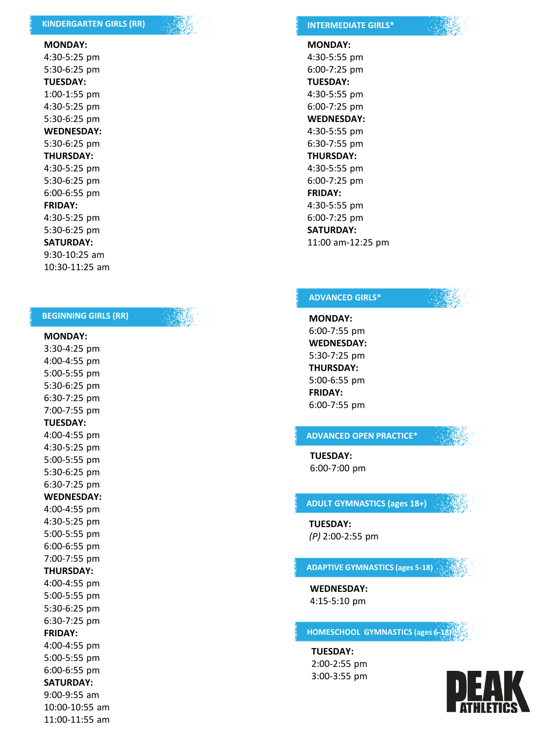## KINDERGARTEN GIRLS (RR)

**MONDAY:**
4:30-5:25 pm
5:30-6:25 pm
**TUESDAY:**
1:00-1:55 pm
4:30-5:25 pm
5:30-6:25 pm
**WEDNESDAY:**
5:30-6:25 pm
**THURSDAY:**
4:30-5:25 pm
5:30-6:25 pm
6:00-6:55 pm
**FRIDAY:**
4:30-5:25 pm
5:30-6:25 pm
**SATURDAY:**
9:30-10:25 am
10:30-11:25 am

## BEGINNING GIRLS (RR)

**MONDAY:**
3:30-4:25 pm
4:00-4:55 pm
5:00-5:55 pm
5:30-6:25 pm
6:30-7:25 pm
7:00-7:55 pm
**TUESDAY:**
4:00-4:55 pm
4:30-5:25 pm
5:00-5:55 pm
5:30-6:25 pm
6:30-7:25 pm
**WEDNESDAY:**
4:00-4:55 pm
4:30-5:25 pm
5:00-5:55 pm
6:00-6:55 pm
7:00-7:55 pm
**THURSDAY:**
4:00-4:55 pm
5:00-5:55 pm
5:30-6:25 pm
6:30-7:25 pm
**FRIDAY:**
4:00-4:55 pm
5:00-5:55 pm
6:00-6:55 pm
**SATURDAY:**
9:00-9:55 am
10:00-10:55 am
11:00-11:55 am

## INTERMEDIATE GIRLS*

**MONDAY:**
4:30-5:55 pm
6:00-7:25 pm
**TUESDAY:**
4:30-5:55 pm
6:00-7:25 pm
**WEDNESDAY:**
4:30-5:55 pm
6:30-7:55 pm
**THURSDAY:**
4:30-5:55 pm
6:00-7:25 pm
**FRIDAY:**
4:30-5:55 pm
6:00-7:25 pm
**SATURDAY:**
11:00 am-12:25 pm

## ADVANCED GIRLS*

**MONDAY:**
6:00-7:55 pm
**WEDNESDAY:**
5:30-7:25 pm
**THURSDAY:**
5:00-6:55 pm
**FRIDAY:**
6:00-7:55 pm

## ADVANCED OPEN PRACTICE*

**TUESDAY:**
6:00-7:00 pm

## ADULT GYMNASTICS (ages 18+)

**TUESDAY:**
*(P)* 2:00-2:55 pm

## ADAPTIVE GYMNASTICS (ages 5-18)

**WEDNESDAY:**
4:15-5:10 pm

## HOMESCHOOL GYMNASTICS (ages 6-18)

**TUESDAY:**
2:00-2:55 pm
3:00-3:55 pm

PEAK ATHLETICS